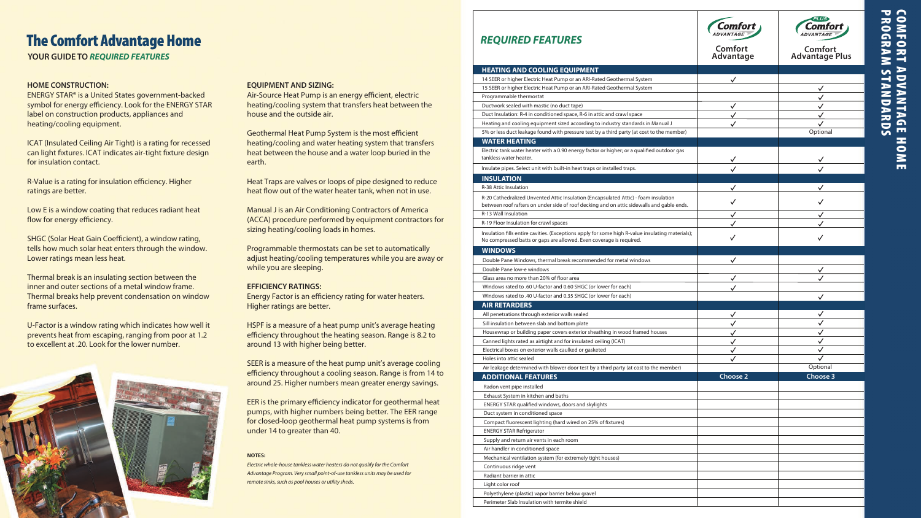# The Comfort Advantage Home

**YOUR GUIDE TO *REQUIRED FEATURES***

**HOME CONSTRUCTION:**

ENERGY STAR® is a United States government-backed symbol for energy efficiency. Look for the ENERGY STAR label on construction products, appliances and heating/cooling equipment.

ICAT (Insulated Ceiling Air Tight) is a rating for recessed can light fixtures. ICAT indicates air-tight fixture design for insulation contact.

R-Value is a rating for insulation efficiency. Higher ratings are better.

Low E is a window coating that reduces radiant heat flow for energy efficiency.

SHGC (Solar Heat Gain Coefficient), a window rating, tells how much solar heat enters through the window. Lower ratings mean less heat.

Thermal break is an insulating section between the inner and outer sections of a metal window frame. Thermal breaks help prevent condensation on window frame surfaces.

U-Factor is a window rating which indicates how well it prevents heat from escaping, ranging from poor at 1.2 to excellent at .20. Look for the lower number.

**EQUIPMENT AND SIZING:**

Air-Source Heat Pump is an energy efficient, electric heating/cooling system that transfers heat between the house and the outside air.

Geothermal Heat Pump System is the most efficient heating/cooling and water heating system that transfers heat between the house and a water loop buried in the earth.

Heat Traps are valves or loops of pipe designed to reduce heat flow out of the water heater tank, when not in use.

Manual J is an Air Conditioning Contractors of America (ACCA) procedure performed by equipment contractors for sizing heating/cooling loads in homes.

Programmable thermostats can be set to automatically adjust heating/cooling temperatures while you are away or while you are sleeping.

**EFFICIENCY RATINGS:**

Energy Factor is an efficiency rating for water heaters. Higher ratings are better.

HSPF is a measure of a heat pump unit's average heating efficiency throughout the heating season. Range is 8.2 to around 13 with higher being better.

SEER is a measure of the heat pump unit's average cooling efficiency throughout a cooling season. Range is from 14 to around 25. Higher numbers mean greater energy savings.

EER is the primary efficiency indicator for geothermal heat pumps, with higher numbers being better. The EER range for closed-loop geothermal heat pump systems is from under 14 to greater than 40.

**NOTES:**

*Electric whole-house tankless water heaters do not qualify for the Comfort Advantage Program. Very small point-of-use tankless units may be used for remote sinks, such as pool houses or utility sheds.*

# COMFORT ADVANTAGE HOME PROGRAM STANDARDS

| *REQUIRED FEATURES* | Comfort Advantage | Comfort Advantage Plus |
|---|---|---|
| **HEATING AND COOLING EQUIPMENT** | | |
| 14 SEER or higher Electric Heat Pump or an ARI-Rated Geothermal System | ✓ | |
| 15 SEER or higher Electric Heat Pump or an ARI-Rated Geothermal System | | ✓ |
| Programmable thermostat | | ✓ |
| Ductwork sealed with mastic (no duct tape) | ✓ | ✓ |
| Duct Insulation: R-4 in conditioned space, R-6 in attic and crawl space | ✓ | ✓ |
| Heating and cooling equipment sized according to industry standards in Manual J | ✓ | ✓ |
| 5% or less duct leakage found with pressure test by a third party (at cost to the member) | | Optional |
| **WATER HEATING** | | |
| Electric tank water heater with a 0.90 energy factor or higher; or a qualified outdoor gas tankless water heater. | ✓ | ✓ |
| Insulate pipes. Select unit with built-in heat traps or installed traps. | ✓ | ✓ |
| **INSULATION** | | |
| R-38 Attic Insulation | ✓ | ✓ |
| R-20 Cathedralized Unvented Attic Insulation (Encapsulated Attic) - foam insulation between roof rafters on under side of roof decking and on attic sidewalls and gable ends. | ✓ | ✓ |
| R-13 Wall Insulation | ✓ | ✓ |
| R-19 Floor Insulation for crawl spaces | ✓ | ✓ |
| Insulation fills entire cavities. (Exceptions apply for some high R-value insulating materials); No compressed batts or gaps are allowed. Even coverage is required. | ✓ | ✓ |
| **WINDOWS** | | |
| Double Pane Windows, thermal break recommended for metal windows | ✓ | |
| Double Pane low-e windows | | ✓ |
| Glass area no more than 20% of floor area | ✓ | ✓ |
| Windows rated to .60 U-factor and 0.60 SHGC (or lower for each) | ✓ | |
| Windows rated to .40 U-factor and 0.35 SHGC (or lower for each) | | ✓ |
| **AIR RETARDERS** | | |
| All penetrations through exterior walls sealed | ✓ | ✓ |
| Sill insulation between slab and bottom plate | ✓ | ✓ |
| Housewrap or building paper covers exterior sheathing in wood framed houses | ✓ | ✓ |
| Canned lights rated as airtight and for insulated ceiling (ICAT) | ✓ | ✓ |
| Electrical boxes on exterior walls caulked or gasketed | ✓ | ✓ |
| Holes into attic sealed | ✓ | ✓ |
| Air leakage determined with blower door test by a third party (at cost to the member) | | Optional |
| **ADDITIONAL FEATURES** | **Choose 2** | **Choose 3** |
| Radon vent pipe installed | | |
| Exhaust System in kitchen and baths | | |
| ENERGY STAR qualified windows, doors and skylights | | |
| Duct system in conditioned space | | |
| Compact fluorescent lighting (hard wired on 25% of fixtures) | | |
| ENERGY STAR Refrigerator | | |
| Supply and return air vents in each room | | |
| Air handler in conditioned space | | |
| Mechanical ventilation system (for extremely tight houses) | | |
| Continuous ridge vent | | |
| Radiant barrier in attic | | |
| Light color roof | | |
| Polyethylene (plastic) vapor barrier below gravel | | |
| Perimeter Slab Insulation with termite shield | | |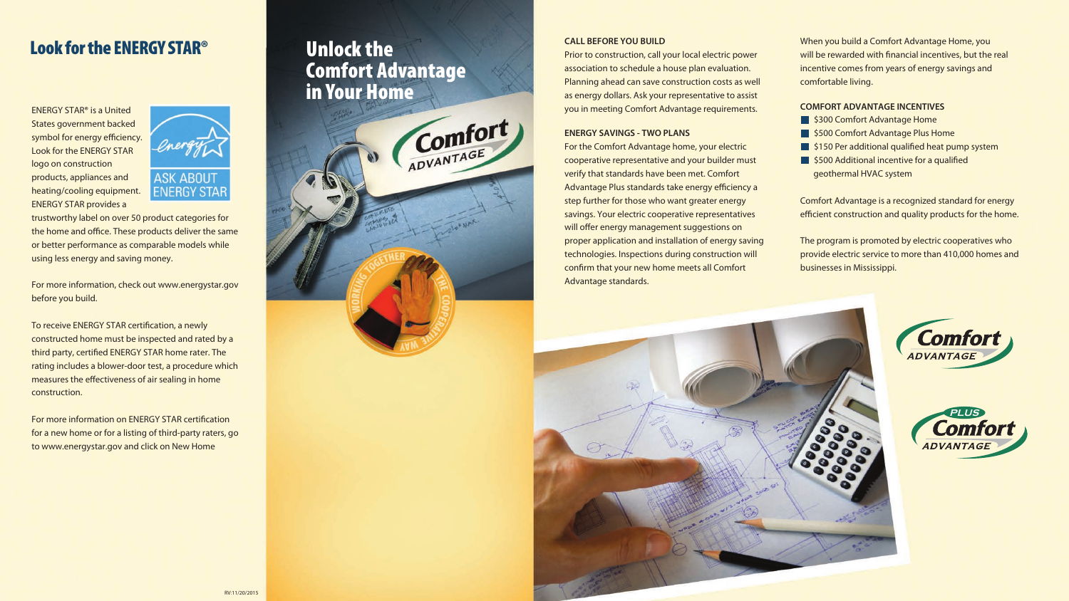## Look for the ENERGY STAR®

ENERGY STAR® is a United States government backed symbol for energy efficiency. Look for the ENERGY STAR logo on construction products, appliances and heating/cooling equipment. ENERGY STAR provides a trustworthy label on over 50 product categories for the home and office. These products deliver the same or better performance as comparable models while using less energy and saving money.

ASK ABOUT ENERGY STAR

For more information, check out www.energystar.gov before you build.

To receive ENERGY STAR certification, a newly constructed home must be inspected and rated by a third party, certified ENERGY STAR home rater. The rating includes a blower-door test, a procedure which measures the effectiveness of air sealing in home construction.

For more information on ENERGY STAR certification for a new home or for a listing of third-party raters, go to www.energystar.gov and click on New Home

RV:11/20/2015

## Unlock the Comfort Advantage in Your Home

Comfort ADVANTAGE

WORKING TOGETHER THE COOPERATIVE WAY

### CALL BEFORE YOU BUILD

Prior to construction, call your local electric power association to schedule a house plan evaluation. Planning ahead can save construction costs as well as energy dollars. Ask your representative to assist you in meeting Comfort Advantage requirements.

### ENERGY SAVINGS - TWO PLANS

For the Comfort Advantage home, your electric cooperative representative and your builder must verify that standards have been met. Comfort Advantage Plus standards take energy efficiency a step further for those who want greater energy savings. Your electric cooperative representatives will offer energy management suggestions on proper application and installation of energy saving technologies. Inspections during construction will confirm that your new home meets all Comfort Advantage standards.

When you build a Comfort Advantage Home, you will be rewarded with financial incentives, but the real incentive comes from years of energy savings and comfortable living.

### COMFORT ADVANTAGE INCENTIVES

- $300 Comfort Advantage Home
- $500 Comfort Advantage Plus Home
- $150 Per additional qualified heat pump system
- $500 Additional incentive for a qualified geothermal HVAC system

Comfort Advantage is a recognized standard for energy efficient construction and quality products for the home.

The program is promoted by electric cooperatives who provide electric service to more than 410,000 homes and businesses in Mississippi.

Comfort ADVANTAGE

PLUS Comfort ADVANTAGE